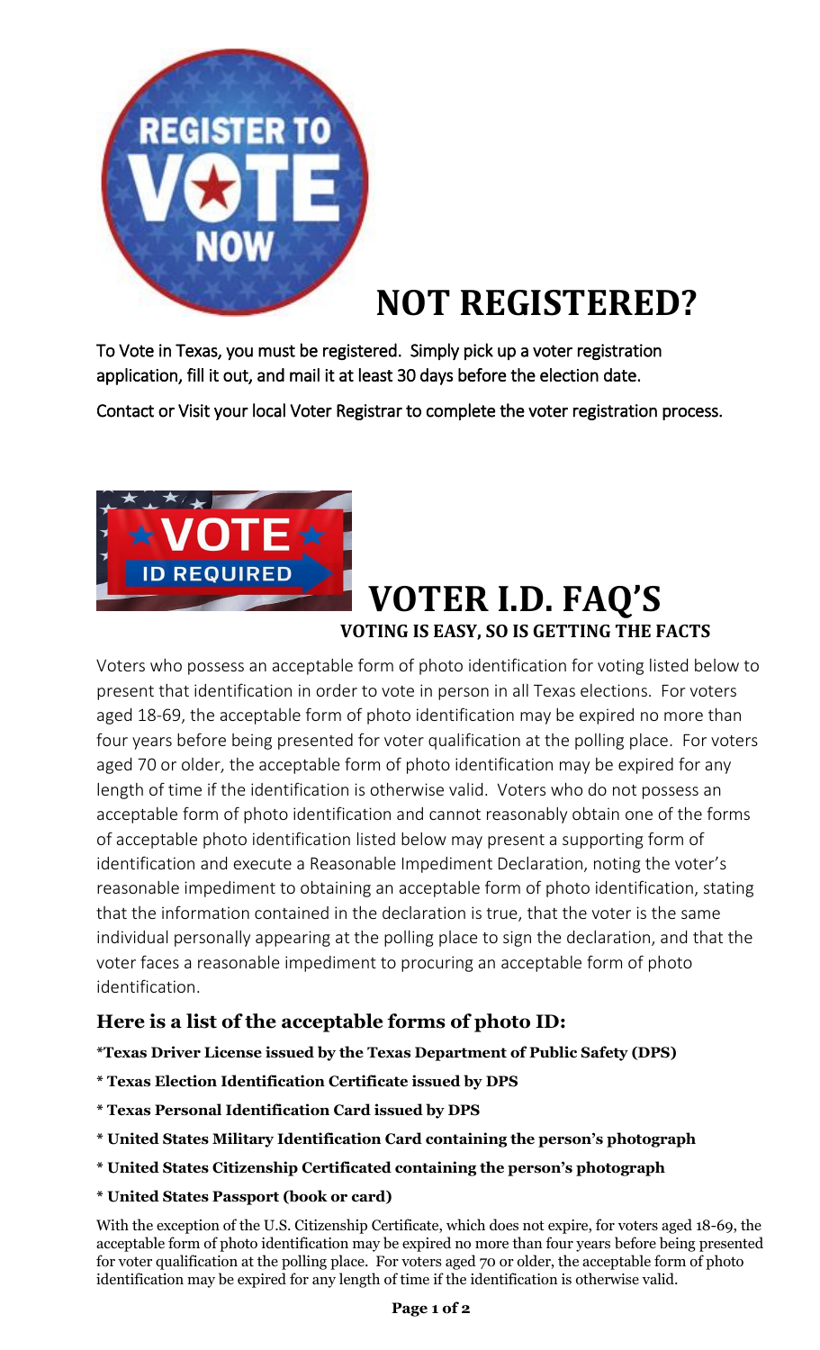# NOT REGISTERED?

To Vote in Texas, you must be registered. Simply pick up a voter registration application, fill it out, and mail it at least 30 days before the election date.

Contact or Visit your local Voter Registrar to complete the voter registration process.

# VOTER I.D. FAQ'S

### VOTING IS EASY, SO IS GETTING THE FACTS

Voters who possess an acceptable form of photo identification for voting listed below to present that identification in order to vote in person in all Texas elections. For voters aged 18-69, the acceptable form of photo identification may be expired no more than four years before being presented for voter qualification at the polling place. For voters aged 70 or older, the acceptable form of photo identification may be expired for any length of time if the identification is otherwise valid. Voters who do not possess an acceptable form of photo identification and cannot reasonably obtain one of the forms of acceptable photo identification listed below may present a supporting form of identification and execute a Reasonable Impediment Declaration, noting the voter's reasonable impediment to obtaining an acceptable form of photo identification, stating that the information contained in the declaration is true, that the voter is the same individual personally appearing at the polling place to sign the declaration, and that the voter faces a reasonable impediment to procuring an acceptable form of photo identification.

## Here is a list of the acceptable forms of photo ID:

**\*Texas Driver License issued by the Texas Department of Public Safety (DPS)**

**\* Texas Election Identification Certificate issued by DPS**

**\* Texas Personal Identification Card issued by DPS**

**\* United States Military Identification Card containing the person's photograph**

**\* United States Citizenship Certificated containing the person's photograph**

**\* United States Passport (book or card)**

With the exception of the U.S. Citizenship Certificate, which does not expire, for voters aged 18-69, the acceptable form of photo identification may be expired no more than four years before being presented for voter qualification at the polling place. For voters aged 70 or older, the acceptable form of photo identification may be expired for any length of time if the identification is otherwise valid.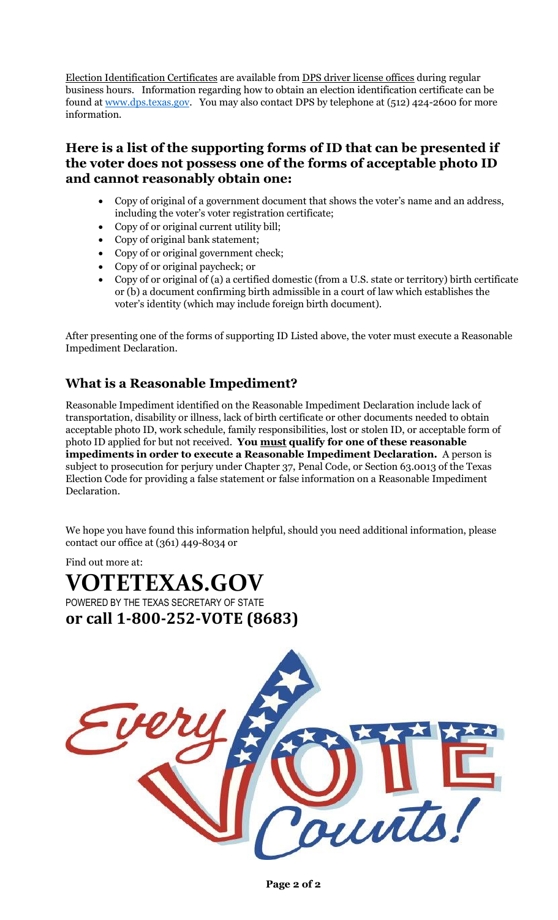Election Identification Certificates are available from DPS driver license offices during regular business hours. Information regarding how to obtain an election identification certificate can be found at www.dps.texas.gov. You may also contact DPS by telephone at (512) 424-2600 for more information.

## Here is a list of the supporting forms of ID that can be presented if the voter does not possess one of the forms of acceptable photo ID and cannot reasonably obtain one:

- Copy of original of a government document that shows the voter's name and an address, including the voter's voter registration certificate;
- Copy of or original current utility bill;
- Copy of original bank statement;
- Copy of or original government check;
- Copy of or original paycheck; or
- Copy of or original of (a) a certified domestic (from a U.S. state or territory) birth certificate or (b) a document confirming birth admissible in a court of law which establishes the voter's identity (which may include foreign birth document).

After presenting one of the forms of supporting ID Listed above, the voter must execute a Reasonable Impediment Declaration.

## What is a Reasonable Impediment?

Reasonable Impediment identified on the Reasonable Impediment Declaration include lack of transportation, disability or illness, lack of birth certificate or other documents needed to obtain acceptable photo ID, work schedule, family responsibilities, lost or stolen ID, or acceptable form of photo ID applied for but not received. **You must qualify for one of these reasonable impediments in order to execute a Reasonable Impediment Declaration.** A person is subject to prosecution for perjury under Chapter 37, Penal Code, or Section 63.0013 of the Texas Election Code for providing a false statement or false information on a Reasonable Impediment Declaration.

We hope you have found this information helpful, should you need additional information, please contact our office at (361) 449-8034 or

Find out more at:

# VOTETEXAS.GOV

POWERED BY THE TEXAS SECRETARY OF STATE

**or call 1-800-252-VOTE (8683)**

Every VOTE Counts!